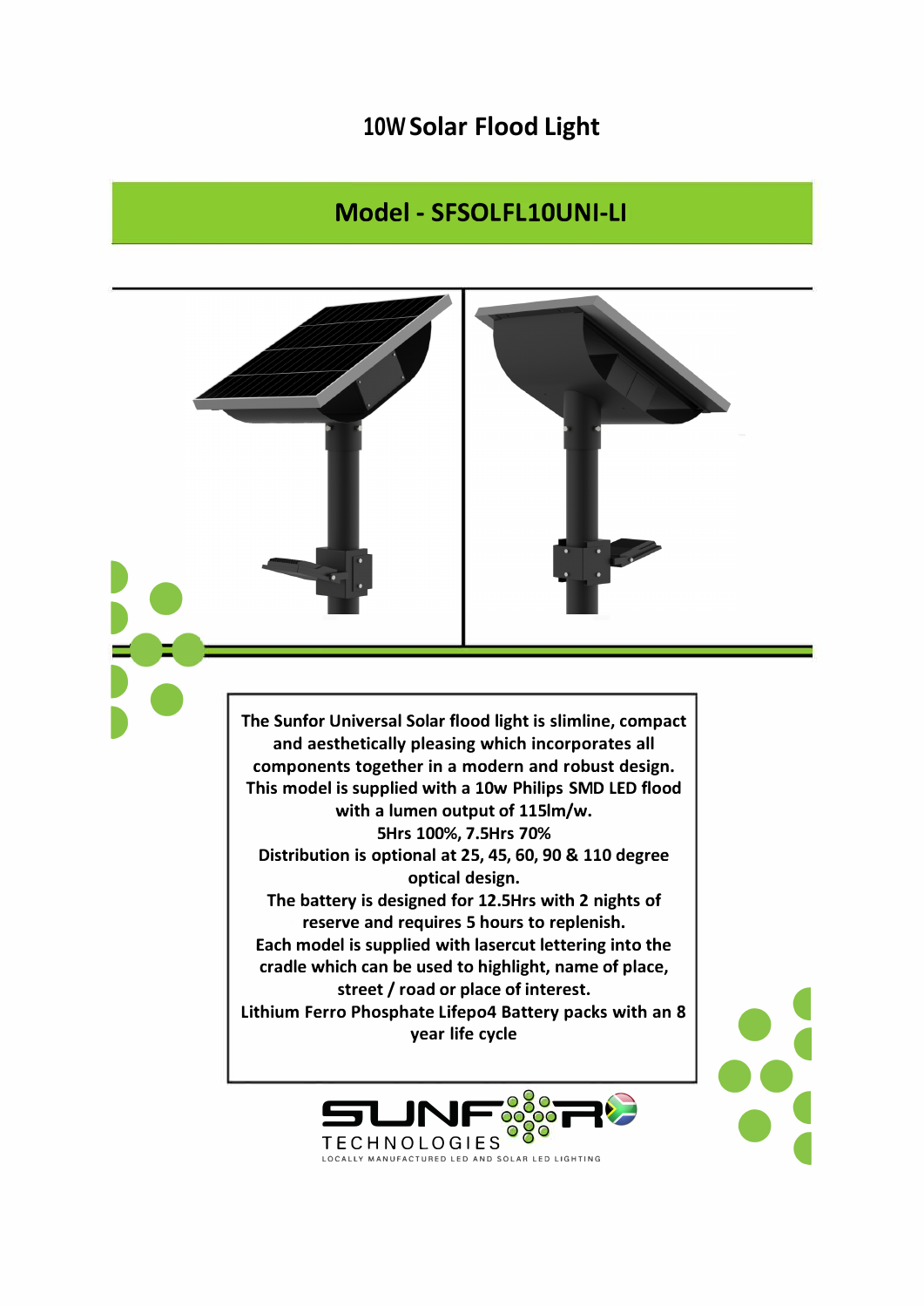# 10W Solar Flood Light

## Model - SFSOLFL10UNI-LI

**The Sunfor Universal Solar flood light is slimline, compact and aesthetically pleasing which incorporates all components together in a modern and robust design.**
**This model is supplied with a 10w Philips SMD LED flood with a lumen output of 115lm/w.**
**5Hrs 100%, 7.5Hrs 70%**
**Distribution is optional at 25, 45, 60, 90 & 110 degree optical design.**
**The battery is designed for 12.5Hrs with 2 nights of reserve and requires 5 hours to replenish.**
**Each model is supplied with lasercut lettering into the cradle which can be used to highlight, name of place, street / road or place of interest.**
**Lithium Ferro Phosphate Lifepo4 Battery packs with an 8 year life cycle**

SUNFOR TECHNOLOGIES
LOCALLY MANUFACTURED LED AND SOLAR LED LIGHTING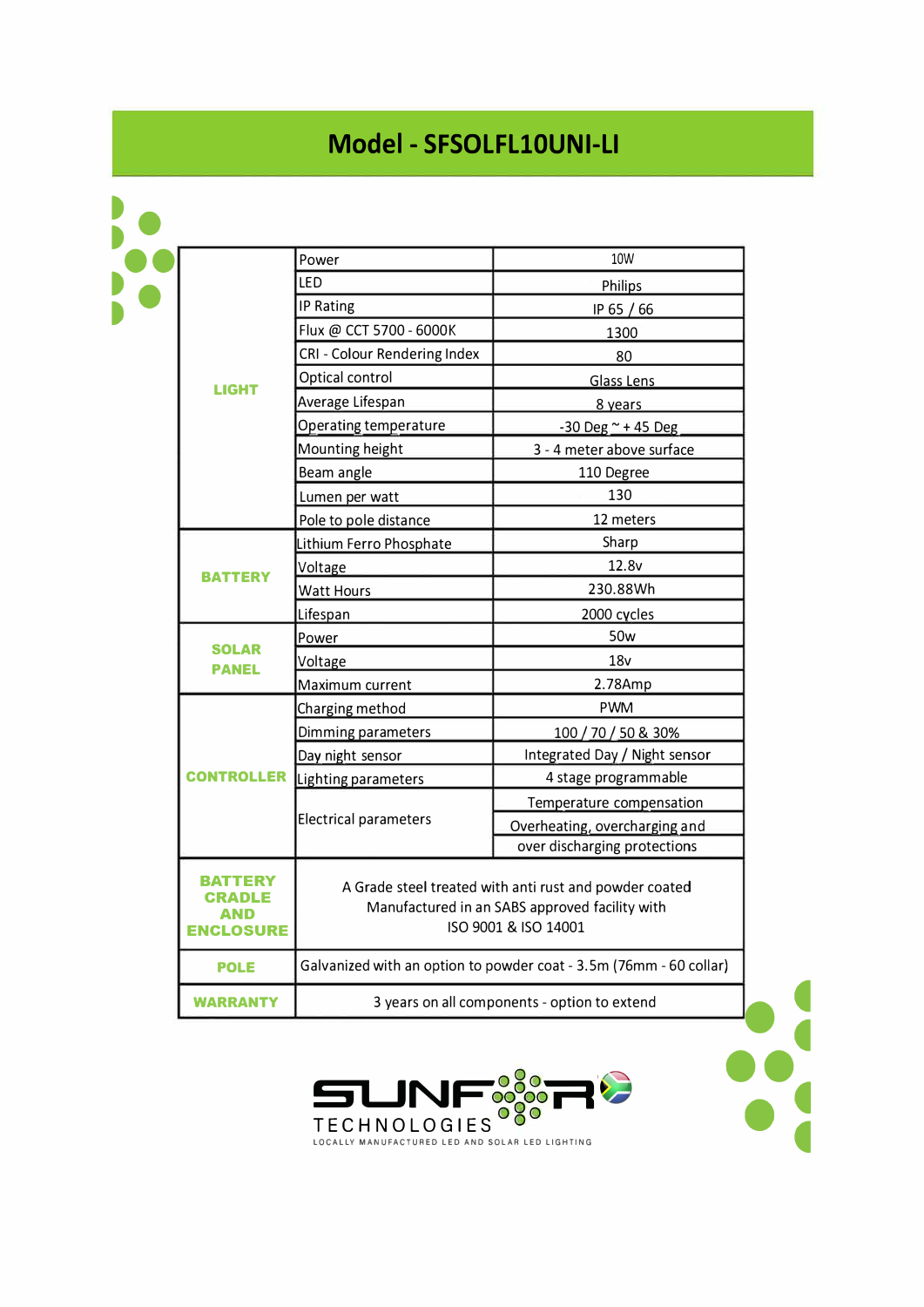# Model - SFSOLFL10UNI-LI

| | | |
|---|---|---|
| LIGHT | Power | 10W |
| | LED | Philips |
| | IP Rating | IP 65 / 66 |
| | Flux @ CCT 5700 - 6000K | 1300 |
| | CRI - Colour Rendering Index | 80 |
| | Optical control | Glass Lens |
| | Average Lifespan | 8 years |
| | Operating temperature | -30 Deg ~ + 45 Deg |
| | Mounting height | 3 - 4 meter above surface |
| | Beam angle | 110 Degree |
| | Lumen per watt | 130 |
| | Pole to pole distance | 12 meters |
| BATTERY | Lithium Ferro Phosphate | Sharp |
| | Voltage | 12.8v |
| | Watt Hours | 230.88Wh |
| | Lifespan | 2000 cycles |
| SOLAR PANEL | Power | 50w |
| | Voltage | 18v |
| | Maximum current | 2.78Amp |
| CONTROLLER | Charging method | PWM |
| | Dimming parameters | 100 / 70 / 50 & 30% |
| | Day night sensor | Integrated Day / Night sensor |
| | Lighting parameters | 4 stage programmable |
| | Electrical parameters | Temperature compensation |
| | | Overheating, overcharging and over discharging protections |
| BATTERY CRADLE AND ENCLOSURE | A Grade steel treated with anti rust and powder coated Manufactured in an SABS approved facility with ISO 9001 & ISO 14001 | |
| POLE | Galvanized with an option to powder coat - 3.5m (76mm - 60 collar) | |
| WARRANTY | 3 years on all components - option to extend | |

SUNFOR TECHNOLOGIES

LOCALLY MANUFACTURED LED AND SOLAR LED LIGHTING